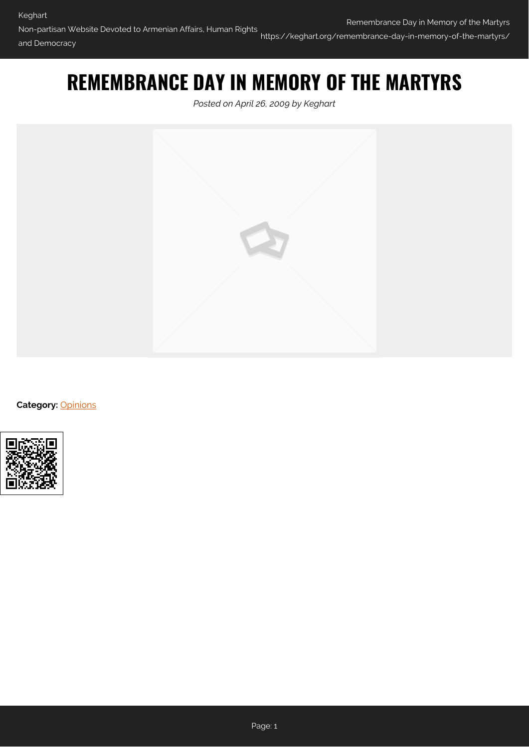# REMEMBRANCE DAY IN MEMORY OF THE MARTYRS

*Posted on April 26, 2009 by Keghart*

**Category:** Opinions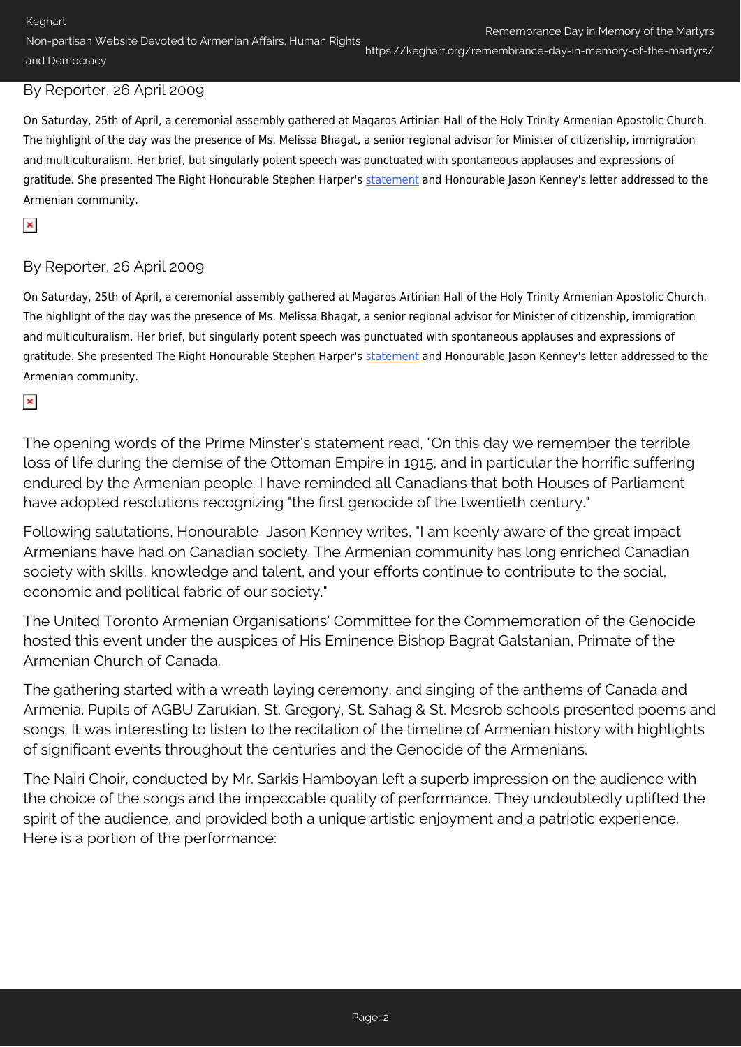By Reporter, 26 April 2009

On Saturday, 25th of April, a ceremonial assembly gathered at Magaros Artinian Hall of the Holy Trinity Armenian Apostolic Church. The highlight of the day was the presence of Ms. Melissa Bhagat, a senior regional advisor for Minister of citizenship, immigration and multiculturalism. Her brief, but singularly potent speech was punctuated with spontaneous applauses and expressions of gratitude. She presented The Right Honourable Stephen Harper's statement and Honourable Jason Kenney's letter addressed to the Armenian community.

By Reporter, 26 April 2009

On Saturday, 25th of April, a ceremonial assembly gathered at Magaros Artinian Hall of the Holy Trinity Armenian Apostolic Church. The highlight of the day was the presence of Ms. Melissa Bhagat, a senior regional advisor for Minister of citizenship, immigration and multiculturalism. Her brief, but singularly potent speech was punctuated with spontaneous applauses and expressions of gratitude. She presented The Right Honourable Stephen Harper's statement and Honourable Jason Kenney's letter addressed to the Armenian community.

The opening words of the Prime Minster's statement read, "On this day we remember the terrible loss of life during the demise of the Ottoman Empire in 1915, and in particular the horrific suffering endured by the Armenian people. I have reminded all Canadians that both Houses of Parliament have adopted resolutions recognizing "the first genocide of the twentieth century."

Following salutations, Honourable Jason Kenney writes, "I am keenly aware of the great impact Armenians have had on Canadian society. The Armenian community has long enriched Canadian society with skills, knowledge and talent, and your efforts continue to contribute to the social, economic and political fabric of our society."

The United Toronto Armenian Organisations' Committee for the Commemoration of the Genocide hosted this event under the auspices of His Eminence Bishop Bagrat Galstanian, Primate of the Armenian Church of Canada.

The gathering started with a wreath laying ceremony, and singing of the anthems of Canada and Armenia. Pupils of AGBU Zarukian, St. Gregory, St. Sahag & St. Mesrob schools presented poems and songs. It was interesting to listen to the recitation of the timeline of Armenian history with highlights of significant events throughout the centuries and the Genocide of the Armenians.

The Nairi Choir, conducted by Mr. Sarkis Hamboyan left a superb impression on the audience with the choice of the songs and the impeccable quality of performance. They undoubtedly uplifted the spirit of the audience, and provided both a unique artistic enjoyment and a patriotic experience. Here is a portion of the performance: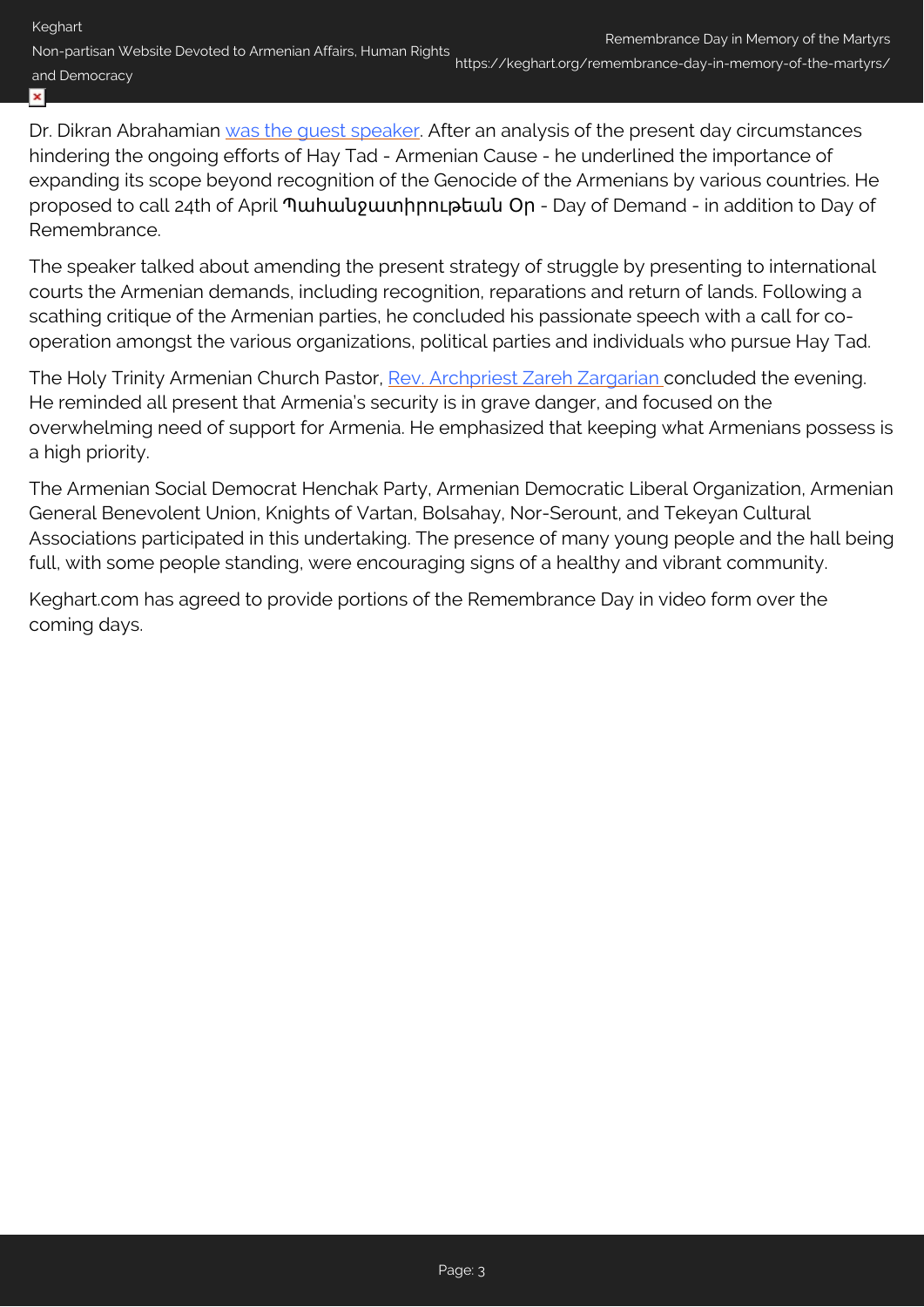Dr. Dikran Abrahamian was the guest speaker. After an analysis of the present day circumstances hindering the ongoing efforts of Hay Tad - Armenian Cause - he underlined the importance of expanding its scope beyond recognition of the Genocide of the Armenians by various countries. He proposed to call 24th of April **Պահանջատիրութեան Օր** - Day of Demand - in addition to Day of Remembrance.

The speaker talked about amending the present strategy of struggle by presenting to international courts the Armenian demands, including recognition, reparations and return of lands. Following a scathing critique of the Armenian parties, he concluded his passionate speech with a call for co-operation amongst the various organizations, political parties and individuals who pursue Hay Tad.

The Holy Trinity Armenian Church Pastor, Rev. Archpriest Zareh Zargarian concluded the evening. He reminded all present that Armenia's security is in grave danger, and focused on the overwhelming need of support for Armenia. He emphasized that keeping what Armenians possess is a high priority.

The Armenian Social Democrat Henchak Party, Armenian Democratic Liberal Organization, Armenian General Benevolent Union, Knights of Vartan, Bolsahay, Nor-Serount, and Tekeyan Cultural Associations participated in this undertaking. The presence of many young people and the hall being full, with some people standing, were encouraging signs of a healthy and vibrant community.

Keghart.com has agreed to provide portions of the Remembrance Day in video form over the coming days.